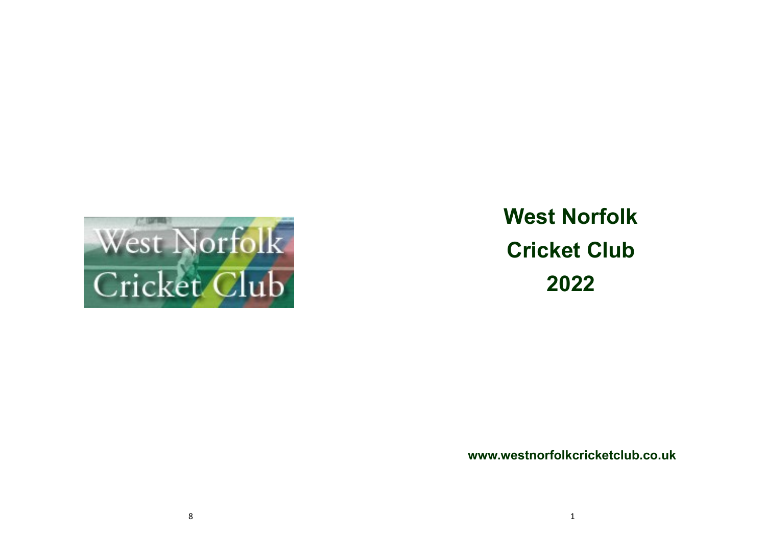# West Norfolk Cricket Club 2022

**www.westnorfolkcricketclub.co.uk**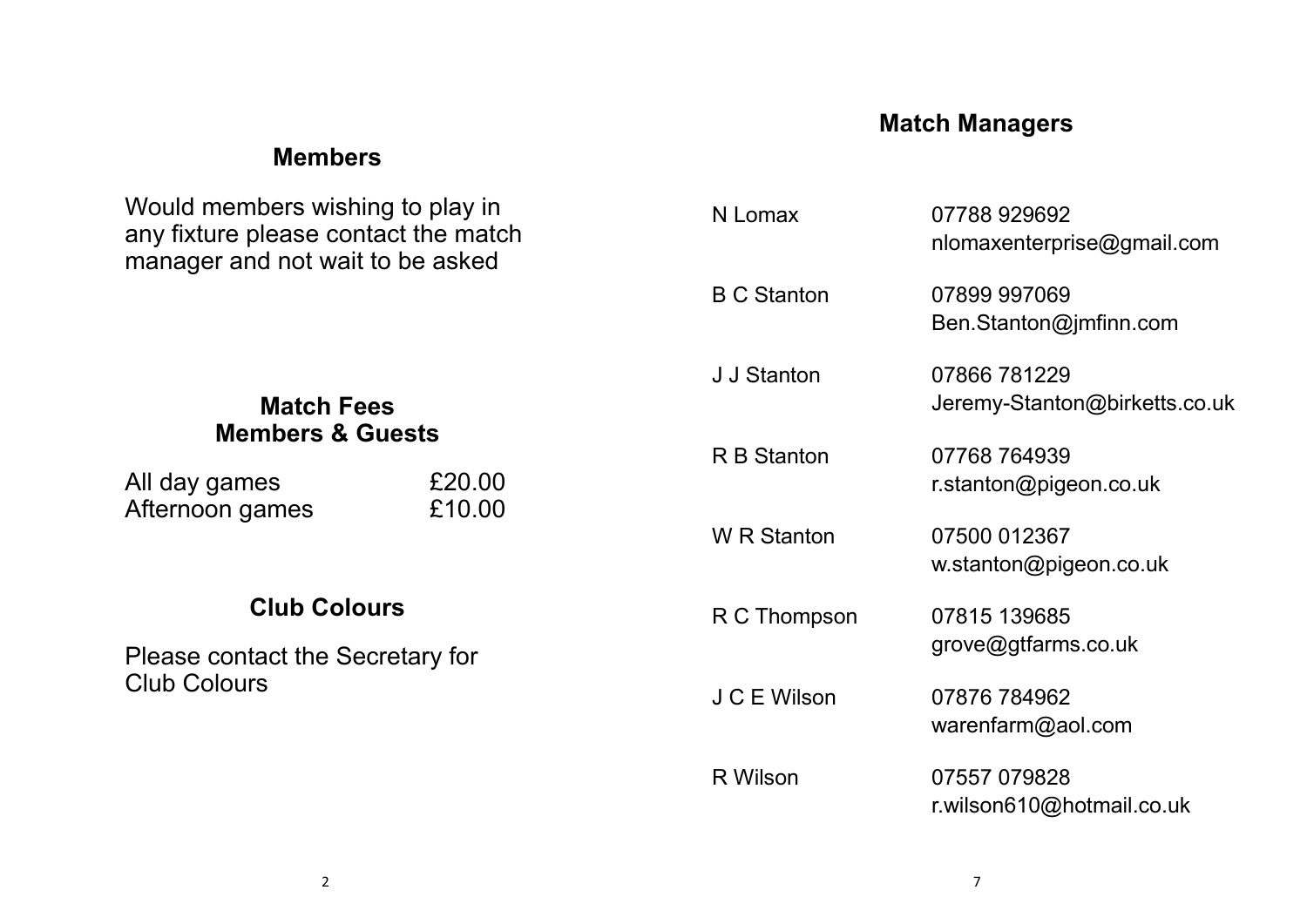## Members

Would members wishing to play in any fixture please contact the match manager and not wait to be asked

## Match Fees
## Members & Guests

| | |
|---|---|
| All day games | £20.00 |
| Afternoon games | £10.00 |

## Club Colours

Please contact the Secretary for Club Colours

## Match Managers

| | |
|---|---|
| N Lomax | 07788 929692<br>nlomaxenterprise@gmail.com |
| B C Stanton | 07899 997069<br>Ben.Stanton@jmfinn.com |
| J J Stanton | 07866 781229<br>Jeremy-Stanton@birketts.co.uk |
| R B Stanton | 07768 764939<br>r.stanton@pigeon.co.uk |
| W R Stanton | 07500 012367<br>w.stanton@pigeon.co.uk |
| R C Thompson | 07815 139685<br>grove@gtfarms.co.uk |
| J C E Wilson | 07876 784962<br>warenfarm@aol.com |
| R Wilson | 07557 079828<br>r.wilson610@hotmail.co.uk |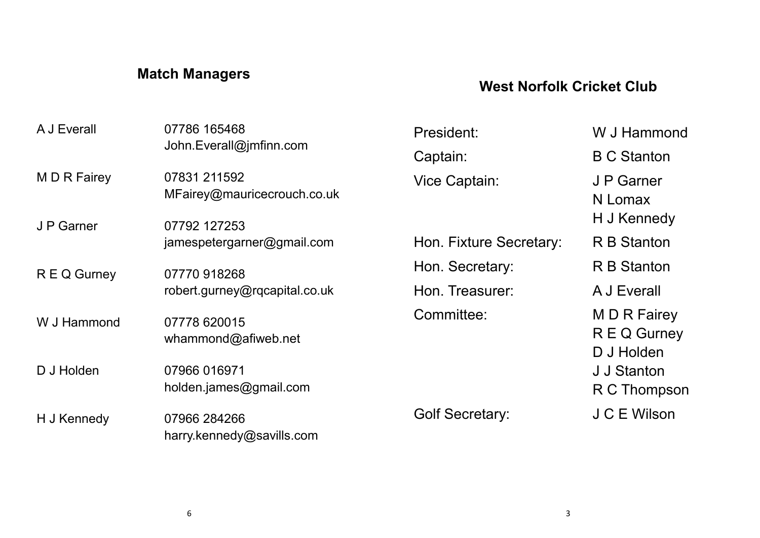## Match Managers

| | |
|---|---|
| A J Everall | 07786 165468<br>John.Everall@jmfinn.com |
| M D R Fairey | 07831 211592<br>MFairey@mauricecrouch.co.uk |
| J P Garner | 07792 127253<br>jamespetergarner@gmail.com |
| R E Q Gurney | 07770 918268<br>robert.gurney@rqcapital.co.uk |
| W J Hammond | 07778 620015<br>whammond@afiweb.net |
| D J Holden | 07966 016971<br>holden.james@gmail.com |
| H J Kennedy | 07966 284266<br>harry.kennedy@savills.com |

## West Norfolk Cricket Club

| | |
|---|---|
| President: | W J Hammond |
| Captain: | B C Stanton |
| Vice Captain: | J P Garner<br>N Lomax<br>H J Kennedy |
| Hon. Fixture Secretary: | R B Stanton |
| Hon. Secretary: | R B Stanton |
| Hon. Treasurer: | A J Everall |
| Committee: | M D R Fairey<br>R E Q Gurney<br>D J Holden<br>J J Stanton<br>R C Thompson |
| Golf Secretary: | J C E Wilson |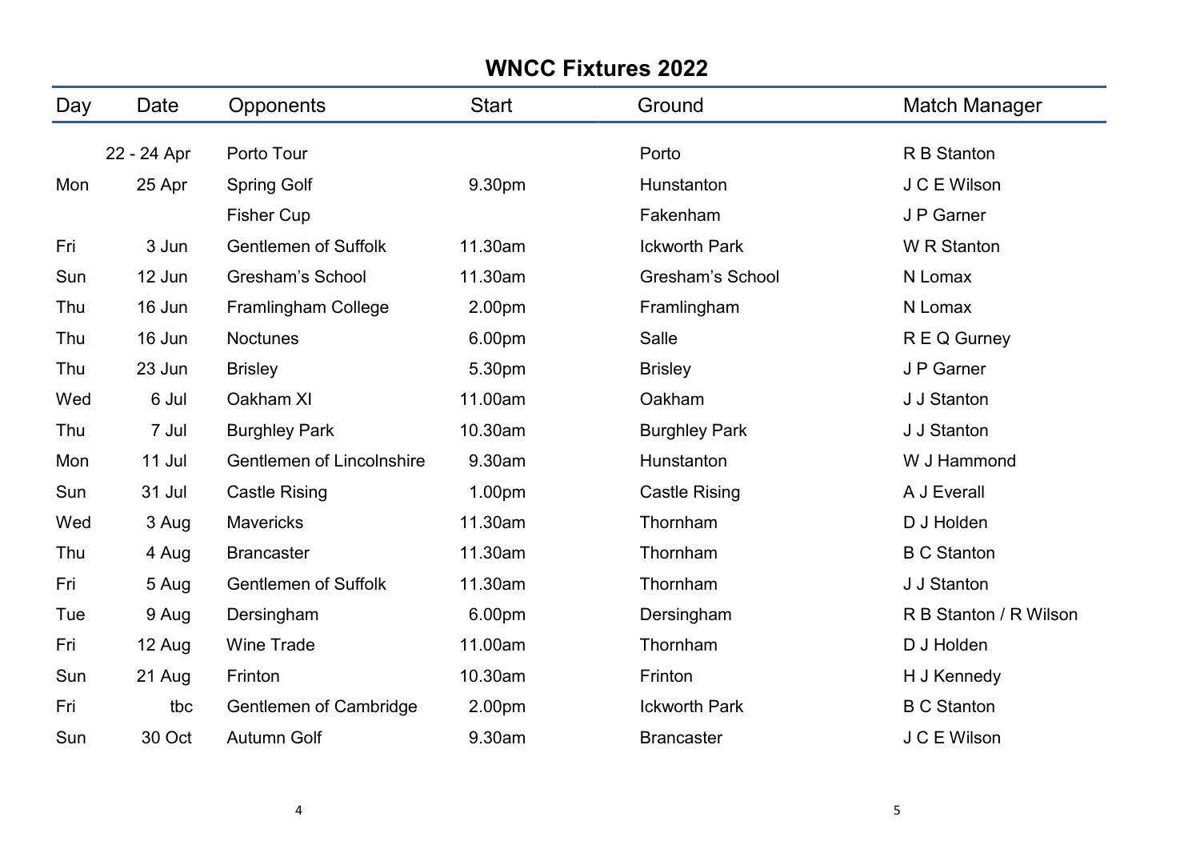# WNCC Fixtures 2022

| Day | Date | Opponents | Start | Ground | Match Manager |
|---|---|---|---|---|---|
| | 22 - 24 Apr | Porto Tour | | Porto | R B Stanton |
| Mon | 25 Apr | Spring Golf | 9.30pm | Hunstanton | J C E Wilson |
| | | Fisher Cup | | Fakenham | J P Garner |
| Fri | 3 Jun | Gentlemen of Suffolk | 11.30am | Ickworth Park | W R Stanton |
| Sun | 12 Jun | Gresham’s School | 11.30am | Gresham’s School | N Lomax |
| Thu | 16 Jun | Framlingham College | 2.00pm | Framlingham | N Lomax |
| Thu | 16 Jun | Noctunes | 6.00pm | Salle | R E Q Gurney |
| Thu | 23 Jun | Brisley | 5.30pm | Brisley | J P Garner |
| Wed | 6 Jul | Oakham XI | 11.00am | Oakham | J J Stanton |
| Thu | 7 Jul | Burghley Park | 10.30am | Burghley Park | J J Stanton |
| Mon | 11 Jul | Gentlemen of Lincolnshire | 9.30am | Hunstanton | W J Hammond |
| Sun | 31 Jul | Castle Rising | 1.00pm | Castle Rising | A J Everall |
| Wed | 3 Aug | Mavericks | 11.30am | Thornham | D J Holden |
| Thu | 4 Aug | Brancaster | 11.30am | Thornham | B C Stanton |
| Fri | 5 Aug | Gentlemen of Suffolk | 11.30am | Thornham | J J Stanton |
| Tue | 9 Aug | Dersingham | 6.00pm | Dersingham | R B Stanton / R Wilson |
| Fri | 12 Aug | Wine Trade | 11.00am | Thornham | D J Holden |
| Sun | 21 Aug | Frinton | 10.30am | Frinton | H J Kennedy |
| Fri | tbc | Gentlemen of Cambridge | 2.00pm | Ickworth Park | B C Stanton |
| Sun | 30 Oct | Autumn Golf | 9.30am | Brancaster | J C E Wilson |